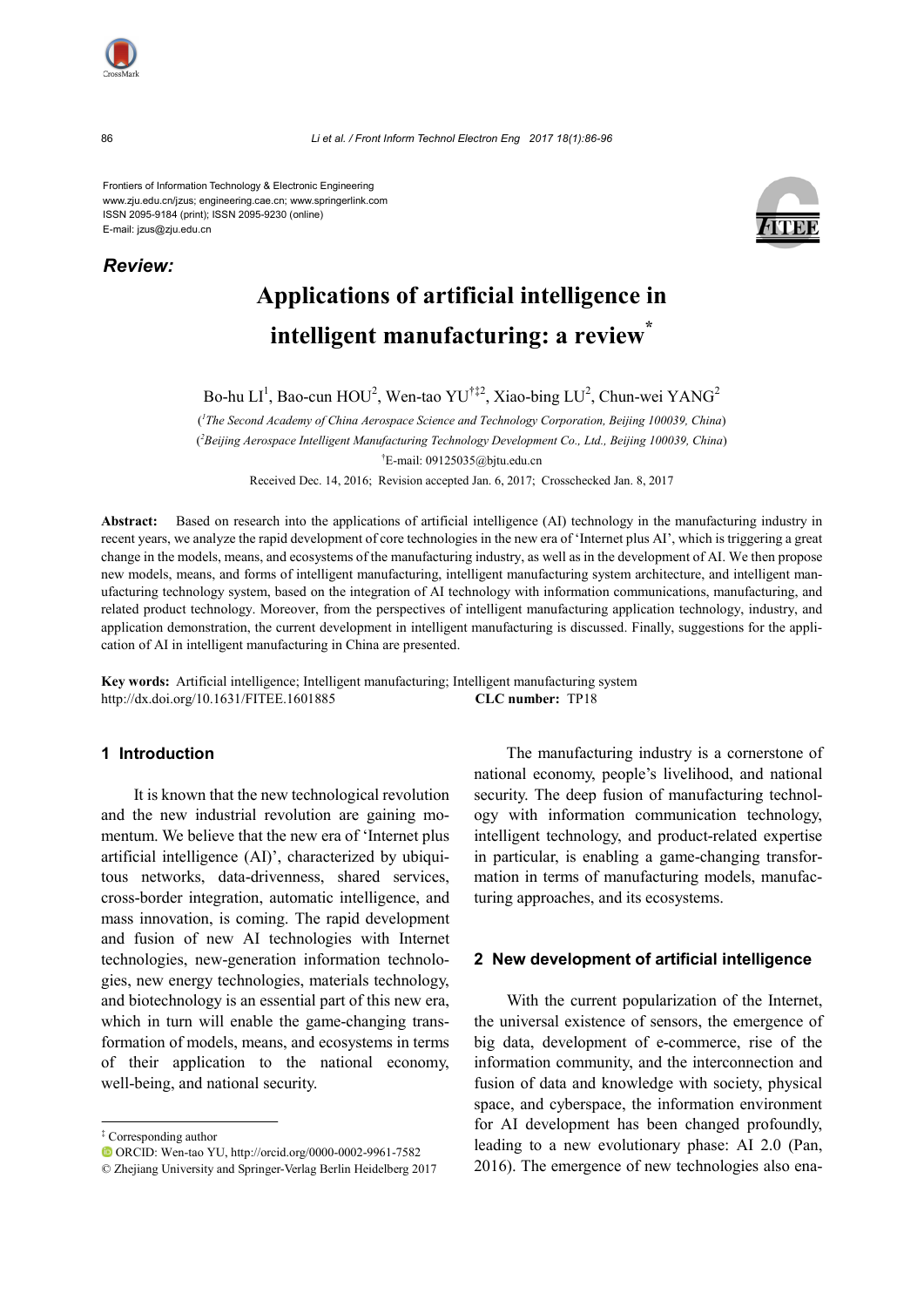Frontiers of Information Technology & Electronic Engineering
www.zju.edu.cn/jzus; engineering.cae.cn; www.springerlink.com
ISSN 2095-9184 (print); ISSN 2095-9230 (online)
E-mail: jzus@zju.edu.cn

***Review:***

# Applications of artificial intelligence in intelligent manufacturing: a review*

Bo-hu LI[1], Bao-cun HOU[2], Wen-tao YU[†‡2], Xiao-bing LU[2], Chun-wei YANG[2]

([1]*The Second Academy of China Aerospace Science and Technology Corporation, Beijing 100039, China*)

([2]*Beijing Aerospace Intelligent Manufacturing Technology Development Co., Ltd., Beijing 100039, China*)

†E-mail: 09125035@bjtu.edu.cn

Received Dec. 14, 2016; Revision accepted Jan. 6, 2017; Crosschecked Jan. 8, 2017

**Abstract:** Based on research into the applications of artificial intelligence (AI) technology in the manufacturing industry in recent years, we analyze the rapid development of core technologies in the new era of 'Internet plus AI', which is triggering a great change in the models, means, and ecosystems of the manufacturing industry, as well as in the development of AI. We then propose new models, means, and forms of intelligent manufacturing, intelligent manufacturing system architecture, and intelligent manufacturing technology system, based on the integration of AI technology with information communications, manufacturing, and related product technology. Moreover, from the perspectives of intelligent manufacturing application technology, industry, and application demonstration, the current development in intelligent manufacturing is discussed. Finally, suggestions for the application of AI in intelligent manufacturing in China are presented.

**Key words:** Artificial intelligence; Intelligent manufacturing; Intelligent manufacturing system
http://dx.doi.org/10.1631/FITEE.1601885 **CLC number:** TP18

## 1 Introduction

It is known that the new technological revolution and the new industrial revolution are gaining momentum. We believe that the new era of 'Internet plus artificial intelligence (AI)', characterized by ubiquitous networks, data-drivenness, shared services, cross-border integration, automatic intelligence, and mass innovation, is coming. The rapid development and fusion of new AI technologies with Internet technologies, new-generation information technologies, new energy technologies, materials technology, and biotechnology is an essential part of this new era, which in turn will enable the game-changing transformation of models, means, and ecosystems in terms of their application to the national economy, well-being, and national security.

The manufacturing industry is a cornerstone of national economy, people's livelihood, and national security. The deep fusion of manufacturing technology with information communication technology, intelligent technology, and product-related expertise in particular, is enabling a game-changing transformation in terms of manufacturing models, manufacturing approaches, and its ecosystems.

## 2 New development of artificial intelligence

With the current popularization of the Internet, the universal existence of sensors, the emergence of big data, development of e-commerce, rise of the information community, and the interconnection and fusion of data and knowledge with society, physical space, and cyberspace, the information environment for AI development has been changed profoundly, leading to a new evolutionary phase: AI 2.0 (Pan, 2016). The emergence of new technologies also ena-

‡ Corresponding author
ORCID: Wen-tao YU, http://orcid.org/0000-0002-9961-7582
© Zhejiang University and Springer-Verlag Berlin Heidelberg 2017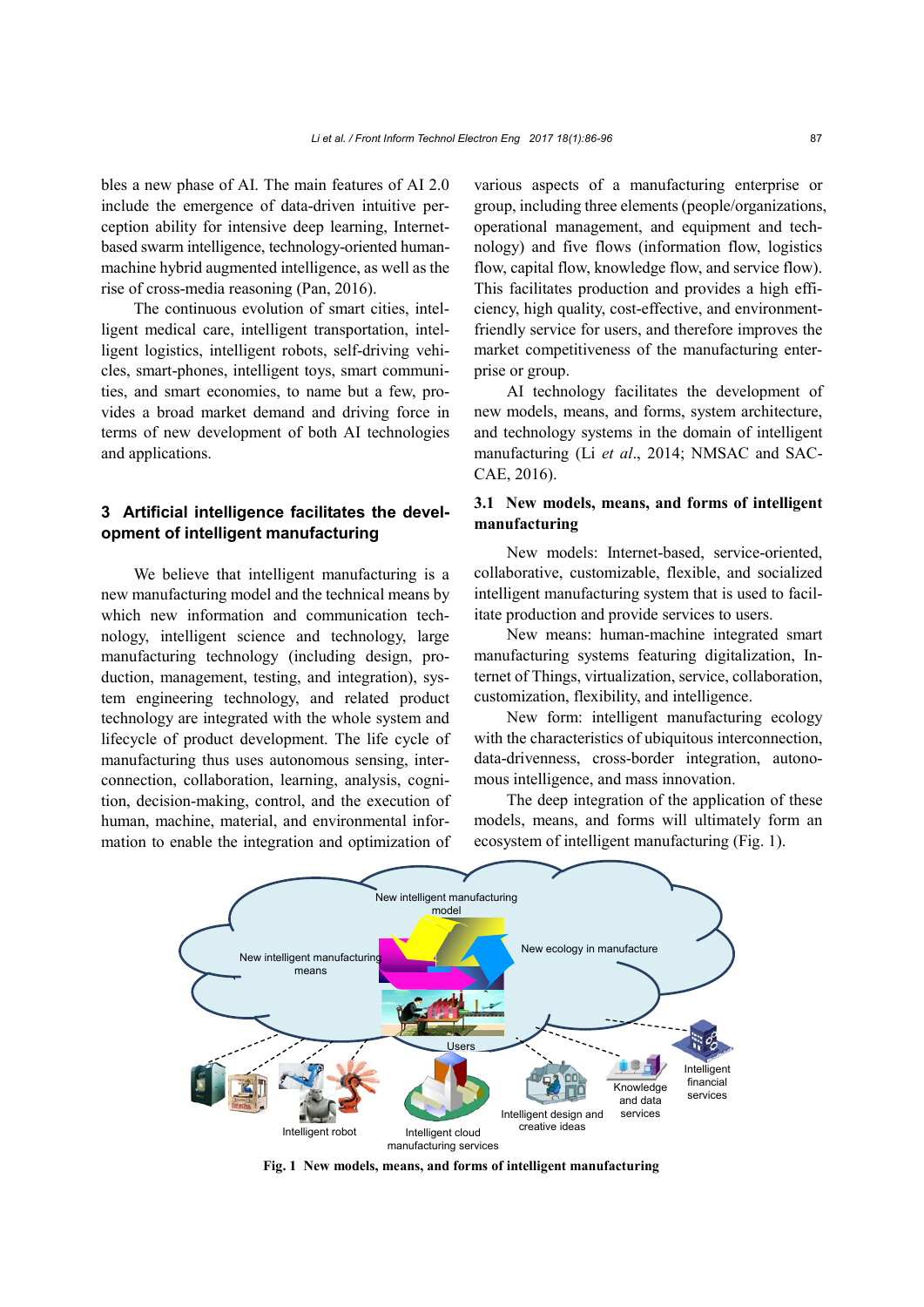bles a new phase of AI. The main features of AI 2.0 include the emergence of data-driven intuitive perception ability for intensive deep learning, Internet-based swarm intelligence, technology-oriented human-machine hybrid augmented intelligence, as well as the rise of cross-media reasoning (Pan, 2016).

The continuous evolution of smart cities, intelligent medical care, intelligent transportation, intelligent logistics, intelligent robots, self-driving vehicles, smart-phones, intelligent toys, smart communities, and smart economies, to name but a few, provides a broad market demand and driving force in terms of new development of both AI technologies and applications.

## 3 Artificial intelligence facilitates the development of intelligent manufacturing

We believe that intelligent manufacturing is a new manufacturing model and the technical means by which new information and communication technology, intelligent science and technology, large manufacturing technology (including design, production, management, testing, and integration), system engineering technology, and related product technology are integrated with the whole system and lifecycle of product development. The life cycle of manufacturing thus uses autonomous sensing, interconnection, collaboration, learning, analysis, cognition, decision-making, control, and the execution of human, machine, material, and environmental information to enable the integration and optimization of various aspects of a manufacturing enterprise or group, including three elements (people/organizations, operational management, and equipment and technology) and five flows (information flow, logistics flow, capital flow, knowledge flow, and service flow). This facilitates production and provides a high efficiency, high quality, cost-effective, and environment-friendly service for users, and therefore improves the market competitiveness of the manufacturing enterprise or group.

AI technology facilitates the development of new models, means, and forms, system architecture, and technology systems in the domain of intelligent manufacturing (Li *et al*., 2014; NMSAC and SACCAE, 2016).

### 3.1 New models, means, and forms of intelligent manufacturing

New models: Internet-based, service-oriented, collaborative, customizable, flexible, and socialized intelligent manufacturing system that is used to facilitate production and provide services to users.

New means: human-machine integrated smart manufacturing systems featuring digitalization, Internet of Things, virtualization, service, collaboration, customization, flexibility, and intelligence.

New form: intelligent manufacturing ecology with the characteristics of ubiquitous interconnection, data-drivenness, cross-border integration, autonomous intelligence, and mass innovation.

The deep integration of the application of these models, means, and forms will ultimately form an ecosystem of intelligent manufacturing (Fig. 1).

New intelligent manufacturing model
New intelligent manufacturing means
New ecology in manufacture
Users
Intelligent robot
Intelligent cloud manufacturing services
Intelligent design and creative ideas
Knowledge and data services
Intelligent financial services

**Fig. 1 New models, means, and forms of intelligent manufacturing**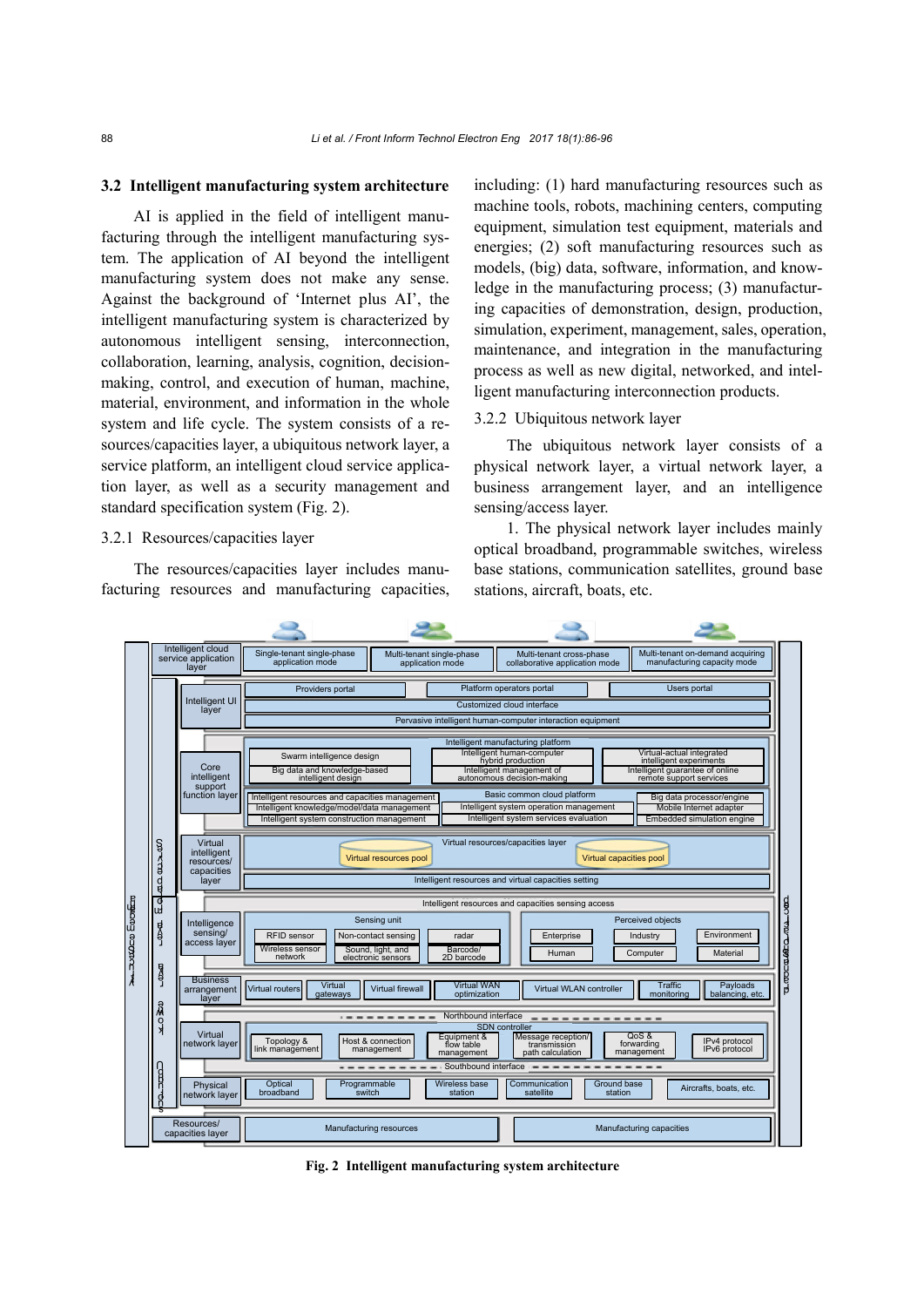### 3.2 Intelligent manufacturing system architecture

AI is applied in the field of intelligent manufacturing through the intelligent manufacturing system. The application of AI beyond the intelligent manufacturing system does not make any sense. Against the background of 'Internet plus AI', the intelligent manufacturing system is characterized by autonomous intelligent sensing, interconnection, collaboration, learning, analysis, cognition, decision-making, control, and execution of human, machine, material, environment, and information in the whole system and life cycle. The system consists of a resources/capacities layer, a ubiquitous network layer, a service platform, an intelligent cloud service application layer, as well as a security management and standard specification system (Fig. 2).

#### 3.2.1 Resources/capacities layer

The resources/capacities layer includes manufacturing resources and manufacturing capacities, including: (1) hard manufacturing resources such as machine tools, robots, machining centers, computing equipment, simulation test equipment, materials and energies; (2) soft manufacturing resources such as models, (big) data, software, information, and knowledge in the manufacturing process; (3) manufacturing capacities of demonstration, design, production, simulation, experiment, management, sales, operation, maintenance, and integration in the manufacturing process as well as new digital, networked, and intelligent manufacturing interconnection products.

#### 3.2.2 Ubiquitous network layer

The ubiquitous network layer consists of a physical network layer, a virtual network layer, a business arrangement layer, and an intelligence sensing/access layer.

1. The physical network layer includes mainly optical broadband, programmable switches, wireless base stations, communication satellites, ground base stations, aircraft, boats, etc.

Fig. 2 Intelligent manufacturing system architecture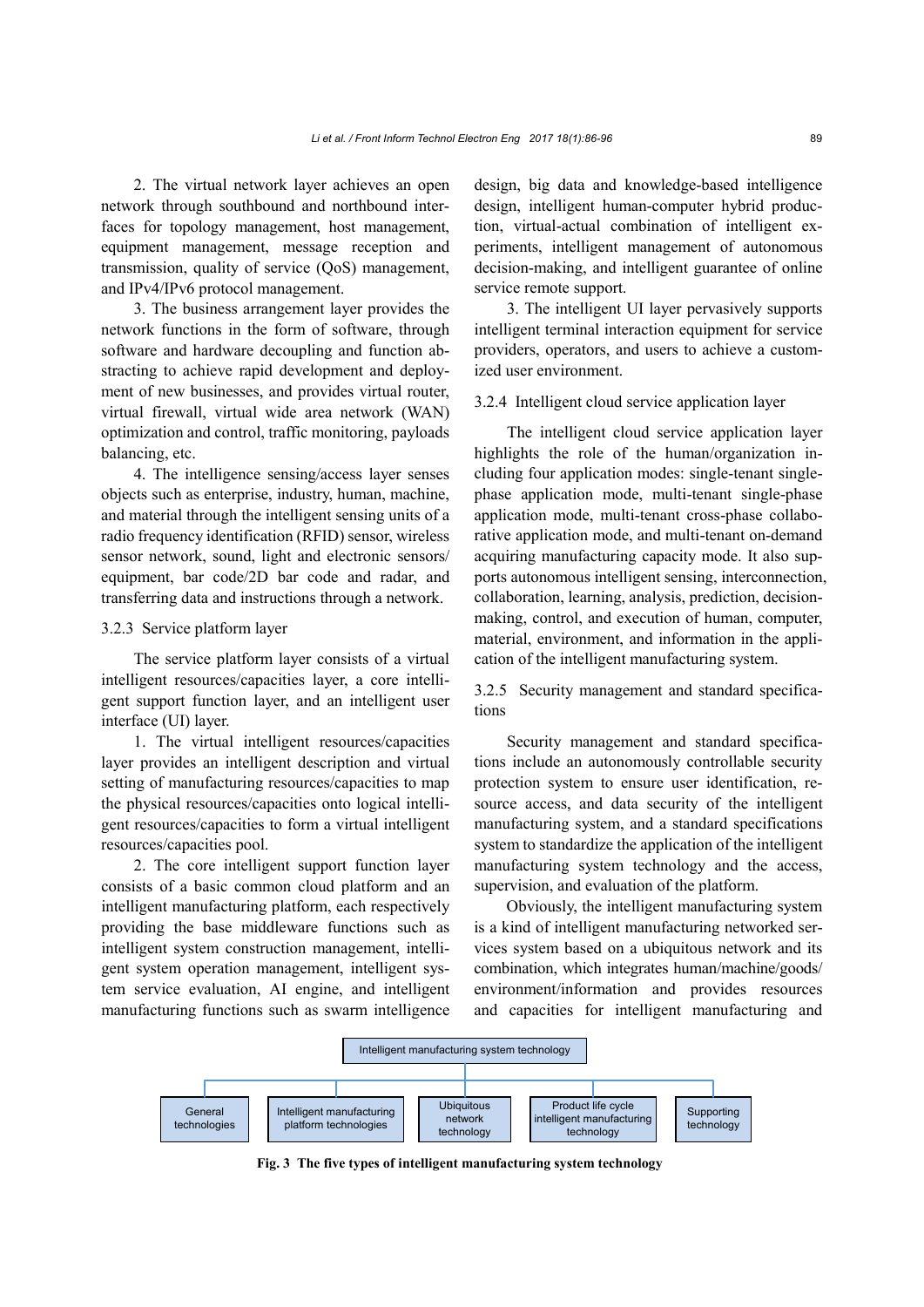2. The virtual network layer achieves an open network through southbound and northbound interfaces for topology management, host management, equipment management, message reception and transmission, quality of service (QoS) management, and IPv4/IPv6 protocol management.

3. The business arrangement layer provides the network functions in the form of software, through software and hardware decoupling and function abstracting to achieve rapid development and deployment of new businesses, and provides virtual router, virtual firewall, virtual wide area network (WAN) optimization and control, traffic monitoring, payloads balancing, etc.

4. The intelligence sensing/access layer senses objects such as enterprise, industry, human, machine, and material through the intelligent sensing units of a radio frequency identification (RFID) sensor, wireless sensor network, sound, light and electronic sensors/equipment, bar code/2D bar code and radar, and transferring data and instructions through a network.

#### 3.2.3 Service platform layer

The service platform layer consists of a virtual intelligent resources/capacities layer, a core intelligent support function layer, and an intelligent user interface (UI) layer.

1. The virtual intelligent resources/capacities layer provides an intelligent description and virtual setting of manufacturing resources/capacities to map the physical resources/capacities onto logical intelligent resources/capacities to form a virtual intelligent resources/capacities pool.

2. The core intelligent support function layer consists of a basic common cloud platform and an intelligent manufacturing platform, each respectively providing the base middleware functions such as intelligent system construction management, intelligent system operation management, intelligent system service evaluation, AI engine, and intelligent manufacturing functions such as swarm intelligence design, big data and knowledge-based intelligence design, intelligent human-computer hybrid production, virtual-actual combination of intelligent experiments, intelligent management of autonomous decision-making, and intelligent guarantee of online service remote support.

3. The intelligent UI layer pervasively supports intelligent terminal interaction equipment for service providers, operators, and users to achieve a customized user environment.

#### 3.2.4 Intelligent cloud service application layer

The intelligent cloud service application layer highlights the role of the human/organization including four application modes: single-tenant single-phase application mode, multi-tenant single-phase application mode, multi-tenant cross-phase collaborative application mode, and multi-tenant on-demand acquiring manufacturing capacity mode. It also supports autonomous intelligent sensing, interconnection, collaboration, learning, analysis, prediction, decision-making, control, and execution of human, computer, material, environment, and information in the application of the intelligent manufacturing system.

#### 3.2.5 Security management and standard specifications

Security management and standard specifications include an autonomously controllable security protection system to ensure user identification, resource access, and data security of the intelligent manufacturing system, and a standard specifications system to standardize the application of the intelligent manufacturing system technology and the access, supervision, and evaluation of the platform.

Obviously, the intelligent manufacturing system is a kind of intelligent manufacturing networked services system based on a ubiquitous network and its combination, which integrates human/machine/goods/environment/information and provides resources and capacities for intelligent manufacturing and

Intelligent manufacturing system technology

- General technologies
- Intelligent manufacturing platform technologies
- Ubiquitous network technology
- Product life cycle intelligent manufacturing technology
- Supporting technology

**Fig. 3 The five types of intelligent manufacturing system technology**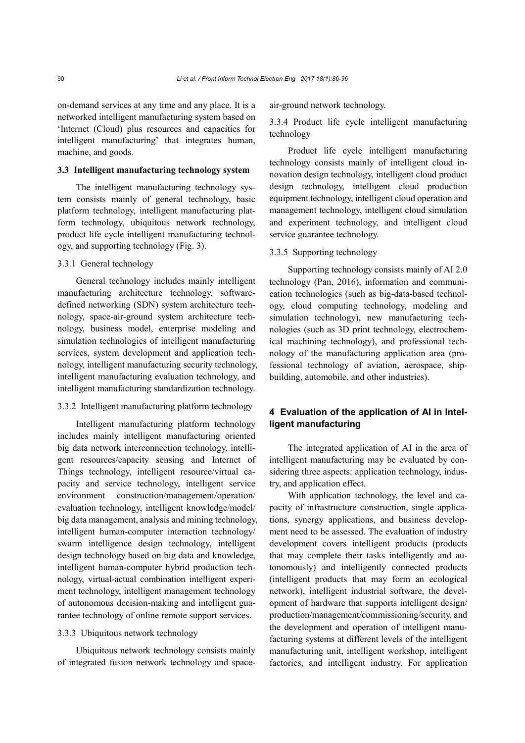on-demand services at any time and any place. It is a networked intelligent manufacturing system based on 'Internet (Cloud) plus resources and capacities for intelligent manufacturing' that integrates human, machine, and goods.

### 3.3 Intelligent manufacturing technology system

The intelligent manufacturing technology system consists mainly of general technology, basic platform technology, intelligent manufacturing platform technology, ubiquitous network technology, product life cycle intelligent manufacturing technology, and supporting technology (Fig. 3).

#### 3.3.1 General technology

General technology includes mainly intelligent manufacturing architecture technology, software-defined networking (SDN) system architecture technology, space-air-ground system architecture technology, business model, enterprise modeling and simulation technologies of intelligent manufacturing services, system development and application technology, intelligent manufacturing security technology, intelligent manufacturing evaluation technology, and intelligent manufacturing standardization technology.

#### 3.3.2 Intelligent manufacturing platform technology

Intelligent manufacturing platform technology includes mainly intelligent manufacturing oriented big data network interconnection technology, intelligent resources/capacity sensing and Internet of Things technology, intelligent resource/virtual capacity and service technology, intelligent service environment construction/management/operation/evaluation technology, intelligent knowledge/model/big data management, analysis and mining technology, intelligent human-computer interaction technology/swarm intelligence design technology, intelligent design technology based on big data and knowledge, intelligent human-computer hybrid production technology, virtual-actual combination intelligent experiment technology, intelligent management technology of autonomous decision-making and intelligent guarantee technology of online remote support services.

#### 3.3.3 Ubiquitous network technology

Ubiquitous network technology consists mainly of integrated fusion network technology and space-air-ground network technology.

#### 3.3.4 Product life cycle intelligent manufacturing technology

Product life cycle intelligent manufacturing technology consists mainly of intelligent cloud innovation design technology, intelligent cloud product design technology, intelligent cloud production equipment technology, intelligent cloud operation and management technology, intelligent cloud simulation and experiment technology, and intelligent cloud service guarantee technology.

#### 3.3.5 Supporting technology

Supporting technology consists mainly of AI 2.0 technology (Pan, 2016), information and communication technologies (such as big-data-based technology, cloud computing technology, modeling and simulation technology), new manufacturing technologies (such as 3D print technology, electrochemical machining technology), and professional technology of the manufacturing application area (professional technology of aviation, aerospace, shipbuilding, automobile, and other industries).

## 4 Evaluation of the application of AI in intelligent manufacturing

The integrated application of AI in the area of intelligent manufacturing may be evaluated by considering three aspects: application technology, industry, and application effect.

With application technology, the level and capacity of infrastructure construction, single applications, synergy applications, and business development need to be assessed. The evaluation of industry development covers intelligent products (products that may complete their tasks intelligently and autonomously) and intelligently connected products (intelligent products that may form an ecological network), intelligent industrial software, the development of hardware that supports intelligent design/production/management/commissioning/security, and the development and operation of intelligent manufacturing systems at different levels of the intelligent manufacturing unit, intelligent workshop, intelligent factories, and intelligent industry. For application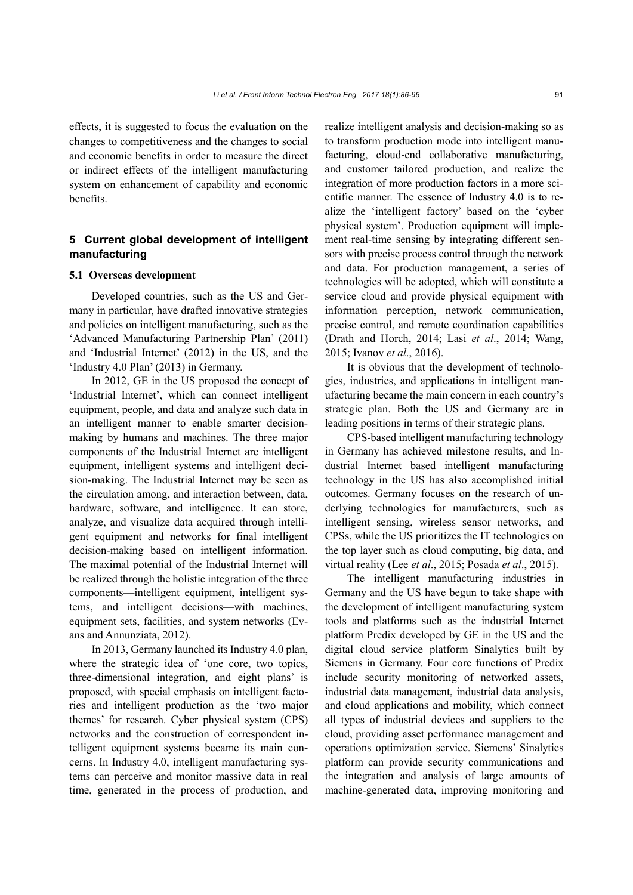effects, it is suggested to focus the evaluation on the changes to competitiveness and the changes to social and economic benefits in order to measure the direct or indirect effects of the intelligent manufacturing system on enhancement of capability and economic benefits.

## 5 Current global development of intelligent manufacturing

### 5.1 Overseas development

Developed countries, such as the US and Germany in particular, have drafted innovative strategies and policies on intelligent manufacturing, such as the 'Advanced Manufacturing Partnership Plan' (2011) and 'Industrial Internet' (2012) in the US, and the 'Industry 4.0 Plan' (2013) in Germany.

In 2012, GE in the US proposed the concept of 'Industrial Internet', which can connect intelligent equipment, people, and data and analyze such data in an intelligent manner to enable smarter decision-making by humans and machines. The three major components of the Industrial Internet are intelligent equipment, intelligent systems and intelligent decision-making. The Industrial Internet may be seen as the circulation among, and interaction between, data, hardware, software, and intelligence. It can store, analyze, and visualize data acquired through intelligent equipment and networks for final intelligent decision-making based on intelligent information. The maximal potential of the Industrial Internet will be realized through the holistic integration of the three components—intelligent equipment, intelligent systems, and intelligent decisions—with machines, equipment sets, facilities, and system networks (Evans and Annunziata, 2012).

In 2013, Germany launched its Industry 4.0 plan, where the strategic idea of 'one core, two topics, three-dimensional integration, and eight plans' is proposed, with special emphasis on intelligent factories and intelligent production as the 'two major themes' for research. Cyber physical system (CPS) networks and the construction of correspondent intelligent equipment systems became its main concerns. In Industry 4.0, intelligent manufacturing systems can perceive and monitor massive data in real time, generated in the process of production, and realize intelligent analysis and decision-making so as to transform production mode into intelligent manufacturing, cloud-end collaborative manufacturing, and customer tailored production, and realize the integration of more production factors in a more scientific manner. The essence of Industry 4.0 is to realize the 'intelligent factory' based on the 'cyber physical system'. Production equipment will implement real-time sensing by integrating different sensors with precise process control through the network and data. For production management, a series of technologies will be adopted, which will constitute a service cloud and provide physical equipment with information perception, network communication, precise control, and remote coordination capabilities (Drath and Horch, 2014; Lasi *et al*., 2014; Wang, 2015; Ivanov *et al*., 2016).

It is obvious that the development of technologies, industries, and applications in intelligent manufacturing became the main concern in each country's strategic plan. Both the US and Germany are in leading positions in terms of their strategic plans.

CPS-based intelligent manufacturing technology in Germany has achieved milestone results, and Industrial Internet based intelligent manufacturing technology in the US has also accomplished initial outcomes. Germany focuses on the research of underlying technologies for manufacturers, such as intelligent sensing, wireless sensor networks, and CPSs, while the US prioritizes the IT technologies on the top layer such as cloud computing, big data, and virtual reality (Lee *et al*., 2015; Posada *et al*., 2015).

The intelligent manufacturing industries in Germany and the US have begun to take shape with the development of intelligent manufacturing system tools and platforms such as the industrial Internet platform Predix developed by GE in the US and the digital cloud service platform Sinalytics built by Siemens in Germany. Four core functions of Predix include security monitoring of networked assets, industrial data management, industrial data analysis, and cloud applications and mobility, which connect all types of industrial devices and suppliers to the cloud, providing asset performance management and operations optimization service. Siemens' Sinalytics platform can provide security communications and the integration and analysis of large amounts of machine-generated data, improving monitoring and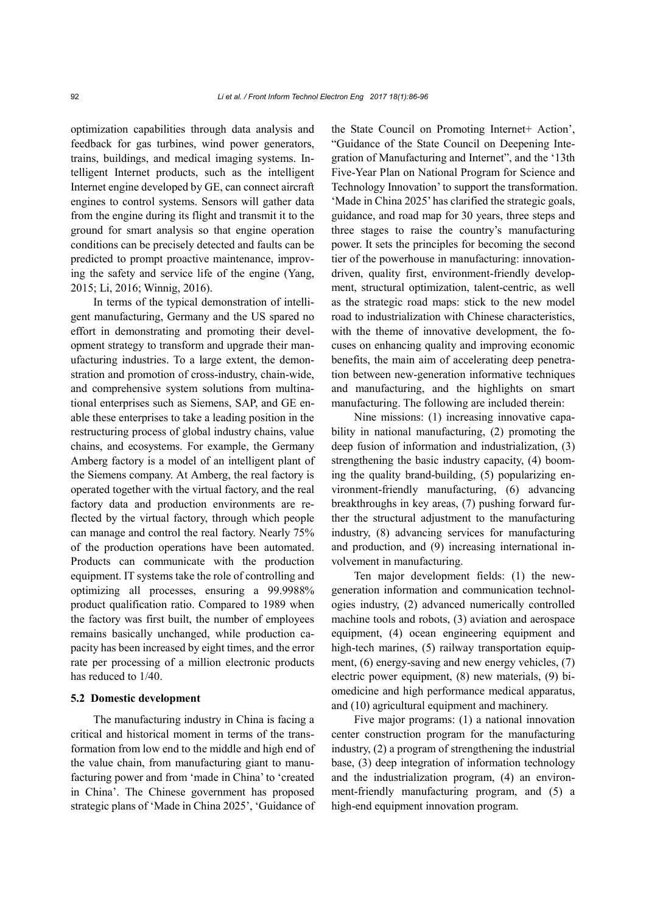optimization capabilities through data analysis and feedback for gas turbines, wind power generators, trains, buildings, and medical imaging systems. Intelligent Internet products, such as the intelligent Internet engine developed by GE, can connect aircraft engines to control systems. Sensors will gather data from the engine during its flight and transmit it to the ground for smart analysis so that engine operation conditions can be precisely detected and faults can be predicted to prompt proactive maintenance, improving the safety and service life of the engine (Yang, 2015; Li, 2016; Winnig, 2016).

In terms of the typical demonstration of intelligent manufacturing, Germany and the US spared no effort in demonstrating and promoting their development strategy to transform and upgrade their manufacturing industries. To a large extent, the demonstration and promotion of cross-industry, chain-wide, and comprehensive system solutions from multinational enterprises such as Siemens, SAP, and GE enable these enterprises to take a leading position in the restructuring process of global industry chains, value chains, and ecosystems. For example, the Germany Amberg factory is a model of an intelligent plant of the Siemens company. At Amberg, the real factory is operated together with the virtual factory, and the real factory data and production environments are reflected by the virtual factory, through which people can manage and control the real factory. Nearly 75% of the production operations have been automated. Products can communicate with the production equipment. IT systems take the role of controlling and optimizing all processes, ensuring a 99.9988% product qualification ratio. Compared to 1989 when the factory was first built, the number of employees remains basically unchanged, while production capacity has been increased by eight times, and the error rate per processing of a million electronic products has reduced to 1/40.

### 5.2 Domestic development

The manufacturing industry in China is facing a critical and historical moment in terms of the transformation from low end to the middle and high end of the value chain, from manufacturing giant to manufacturing power and from 'made in China' to 'created in China'. The Chinese government has proposed strategic plans of 'Made in China 2025', 'Guidance of the State Council on Promoting Internet+ Action', "Guidance of the State Council on Deepening Integration of Manufacturing and Internet", and the '13th Five-Year Plan on National Program for Science and Technology Innovation' to support the transformation. 'Made in China 2025' has clarified the strategic goals, guidance, and road map for 30 years, three steps and three stages to raise the country's manufacturing power. It sets the principles for becoming the second tier of the powerhouse in manufacturing: innovation-driven, quality first, environment-friendly development, structural optimization, talent-centric, as well as the strategic road maps: stick to the new model road to industrialization with Chinese characteristics, with the theme of innovative development, the focuses on enhancing quality and improving economic benefits, the main aim of accelerating deep penetration between new-generation informative techniques and manufacturing, and the highlights on smart manufacturing. The following are included therein:

Nine missions: (1) increasing innovative capability in national manufacturing, (2) promoting the deep fusion of information and industrialization, (3) strengthening the basic industry capacity, (4) booming the quality brand-building, (5) popularizing environment-friendly manufacturing, (6) advancing breakthroughs in key areas, (7) pushing forward further the structural adjustment to the manufacturing industry, (8) advancing services for manufacturing and production, and (9) increasing international involvement in manufacturing.

Ten major development fields: (1) the new-generation information and communication technologies industry, (2) advanced numerically controlled machine tools and robots, (3) aviation and aerospace equipment, (4) ocean engineering equipment and high-tech marines, (5) railway transportation equipment, (6) energy-saving and new energy vehicles, (7) electric power equipment, (8) new materials, (9) biomedicine and high performance medical apparatus, and (10) agricultural equipment and machinery.

Five major programs: (1) a national innovation center construction program for the manufacturing industry, (2) a program of strengthening the industrial base, (3) deep integration of information technology and the industrialization program, (4) an environment-friendly manufacturing program, and (5) a high-end equipment innovation program.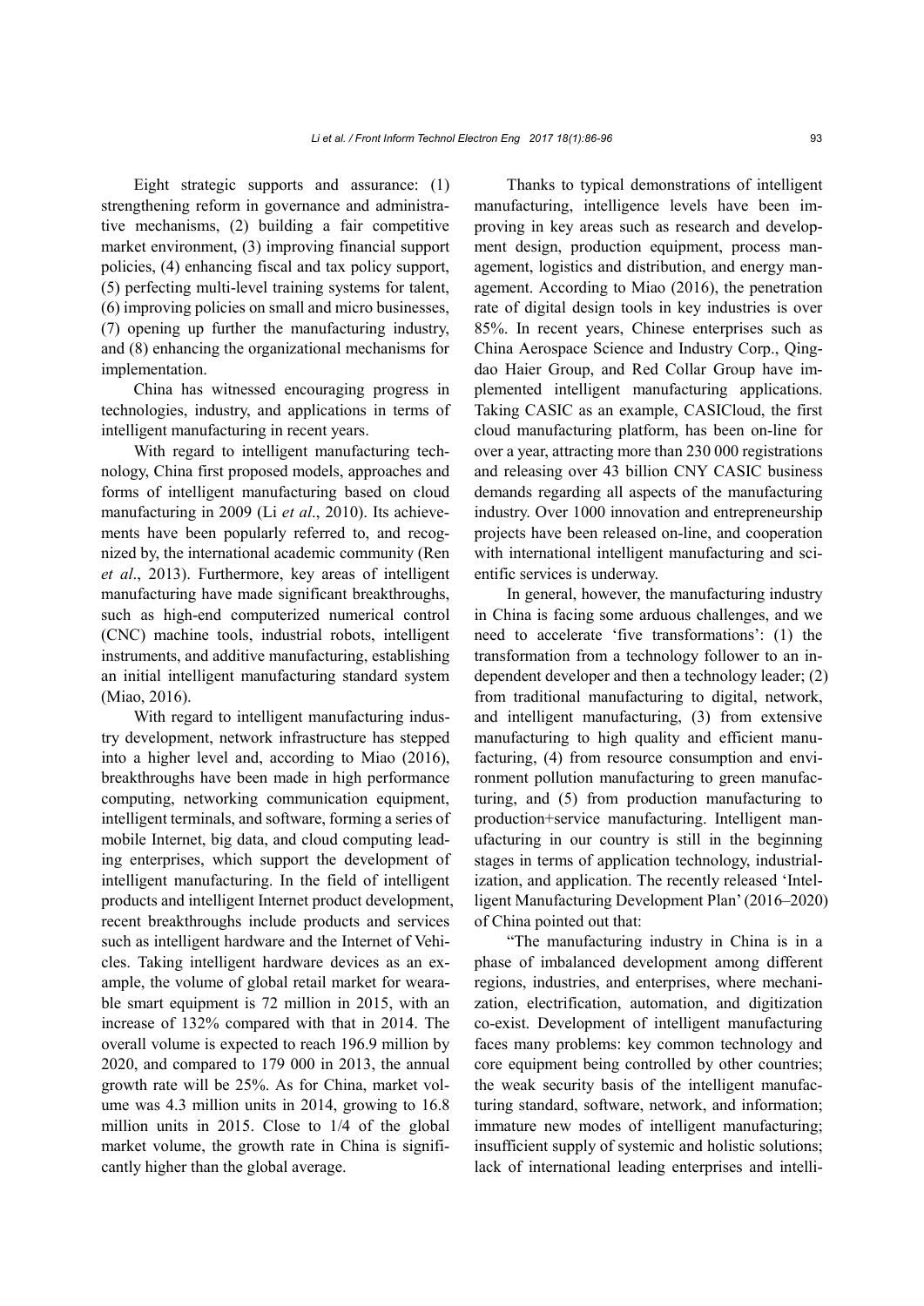Eight strategic supports and assurance: (1) strengthening reform in governance and administrative mechanisms, (2) building a fair competitive market environment, (3) improving financial support policies, (4) enhancing fiscal and tax policy support, (5) perfecting multi-level training systems for talent, (6) improving policies on small and micro businesses, (7) opening up further the manufacturing industry, and (8) enhancing the organizational mechanisms for implementation.

China has witnessed encouraging progress in technologies, industry, and applications in terms of intelligent manufacturing in recent years.

With regard to intelligent manufacturing technology, China first proposed models, approaches and forms of intelligent manufacturing based on cloud manufacturing in 2009 (Li *et al*., 2010). Its achievements have been popularly referred to, and recognized by, the international academic community (Ren *et al*., 2013). Furthermore, key areas of intelligent manufacturing have made significant breakthroughs, such as high-end computerized numerical control (CNC) machine tools, industrial robots, intelligent instruments, and additive manufacturing, establishing an initial intelligent manufacturing standard system (Miao, 2016).

With regard to intelligent manufacturing industry development, network infrastructure has stepped into a higher level and, according to Miao (2016), breakthroughs have been made in high performance computing, networking communication equipment, intelligent terminals, and software, forming a series of mobile Internet, big data, and cloud computing leading enterprises, which support the development of intelligent manufacturing. In the field of intelligent products and intelligent Internet product development, recent breakthroughs include products and services such as intelligent hardware and the Internet of Vehicles. Taking intelligent hardware devices as an example, the volume of global retail market for wearable smart equipment is 72 million in 2015, with an increase of 132% compared with that in 2014. The overall volume is expected to reach 196.9 million by 2020, and compared to 179 000 in 2013, the annual growth rate will be 25%. As for China, market volume was 4.3 million units in 2014, growing to 16.8 million units in 2015. Close to 1/4 of the global market volume, the growth rate in China is significantly higher than the global average.

Thanks to typical demonstrations of intelligent manufacturing, intelligence levels have been improving in key areas such as research and development design, production equipment, process management, logistics and distribution, and energy management. According to Miao (2016), the penetration rate of digital design tools in key industries is over 85%. In recent years, Chinese enterprises such as China Aerospace Science and Industry Corp., Qingdao Haier Group, and Red Collar Group have implemented intelligent manufacturing applications. Taking CASIC as an example, CASICloud, the first cloud manufacturing platform, has been on-line for over a year, attracting more than 230 000 registrations and releasing over 43 billion CNY CASIC business demands regarding all aspects of the manufacturing industry. Over 1000 innovation and entrepreneurship projects have been released on-line, and cooperation with international intelligent manufacturing and scientific services is underway.

In general, however, the manufacturing industry in China is facing some arduous challenges, and we need to accelerate 'five transformations': (1) the transformation from a technology follower to an independent developer and then a technology leader; (2) from traditional manufacturing to digital, network, and intelligent manufacturing, (3) from extensive manufacturing to high quality and efficient manufacturing, (4) from resource consumption and environment pollution manufacturing to green manufacturing, and (5) from production manufacturing to production+service manufacturing. Intelligent manufacturing in our country is still in the beginning stages in terms of application technology, industrialization, and application. The recently released 'Intelligent Manufacturing Development Plan' (2016–2020) of China pointed out that:

"The manufacturing industry in China is in a phase of imbalanced development among different regions, industries, and enterprises, where mechanization, electrification, automation, and digitization co-exist. Development of intelligent manufacturing faces many problems: key common technology and core equipment being controlled by other countries; the weak security basis of the intelligent manufacturing standard, software, network, and information; immature new modes of intelligent manufacturing; insufficient supply of systemic and holistic solutions; lack of international leading enterprises and intelli-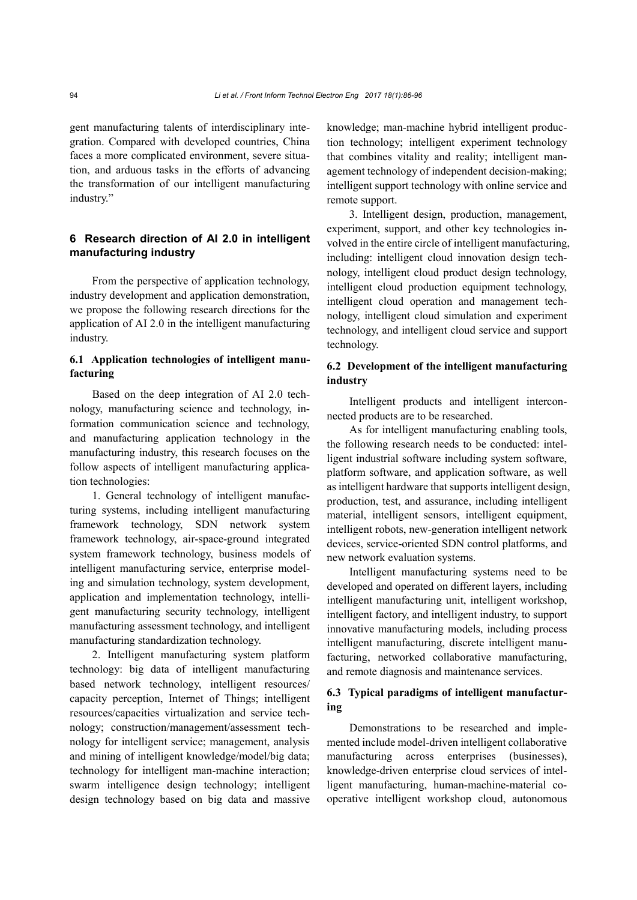gent manufacturing talents of interdisciplinary integration. Compared with developed countries, China faces a more complicated environment, severe situation, and arduous tasks in the efforts of advancing the transformation of our intelligent manufacturing industry."

## 6 Research direction of AI 2.0 in intelligent manufacturing industry

From the perspective of application technology, industry development and application demonstration, we propose the following research directions for the application of AI 2.0 in the intelligent manufacturing industry.

### 6.1 Application technologies of intelligent manufacturing

Based on the deep integration of AI 2.0 technology, manufacturing science and technology, information communication science and technology, and manufacturing application technology in the manufacturing industry, this research focuses on the follow aspects of intelligent manufacturing application technologies:

1. General technology of intelligent manufacturing systems, including intelligent manufacturing framework technology, SDN network system framework technology, air-space-ground integrated system framework technology, business models of intelligent manufacturing service, enterprise modeling and simulation technology, system development, application and implementation technology, intelligent manufacturing security technology, intelligent manufacturing assessment technology, and intelligent manufacturing standardization technology.

2. Intelligent manufacturing system platform technology: big data of intelligent manufacturing based network technology, intelligent resources/capacity perception, Internet of Things; intelligent resources/capacities virtualization and service technology; construction/management/assessment technology for intelligent service; management, analysis and mining of intelligent knowledge/model/big data; technology for intelligent man-machine interaction; swarm intelligence design technology; intelligent design technology based on big data and massive knowledge; man-machine hybrid intelligent production technology; intelligent experiment technology that combines vitality and reality; intelligent management technology of independent decision-making; intelligent support technology with online service and remote support.

3. Intelligent design, production, management, experiment, support, and other key technologies involved in the entire circle of intelligent manufacturing, including: intelligent cloud innovation design technology, intelligent cloud product design technology, intelligent cloud production equipment technology, intelligent cloud operation and management technology, intelligent cloud simulation and experiment technology, and intelligent cloud service and support technology.

### 6.2 Development of the intelligent manufacturing industry

Intelligent products and intelligent interconnected products are to be researched.

As for intelligent manufacturing enabling tools, the following research needs to be conducted: intelligent industrial software including system software, platform software, and application software, as well as intelligent hardware that supports intelligent design, production, test, and assurance, including intelligent material, intelligent sensors, intelligent equipment, intelligent robots, new-generation intelligent network devices, service-oriented SDN control platforms, and new network evaluation systems.

Intelligent manufacturing systems need to be developed and operated on different layers, including intelligent manufacturing unit, intelligent workshop, intelligent factory, and intelligent industry, to support innovative manufacturing models, including process intelligent manufacturing, discrete intelligent manufacturing, networked collaborative manufacturing, and remote diagnosis and maintenance services.

### 6.3 Typical paradigms of intelligent manufacturing

Demonstrations to be researched and implemented include model-driven intelligent collaborative manufacturing across enterprises (businesses), knowledge-driven enterprise cloud services of intelligent manufacturing, human-machine-material cooperative intelligent workshop cloud, autonomous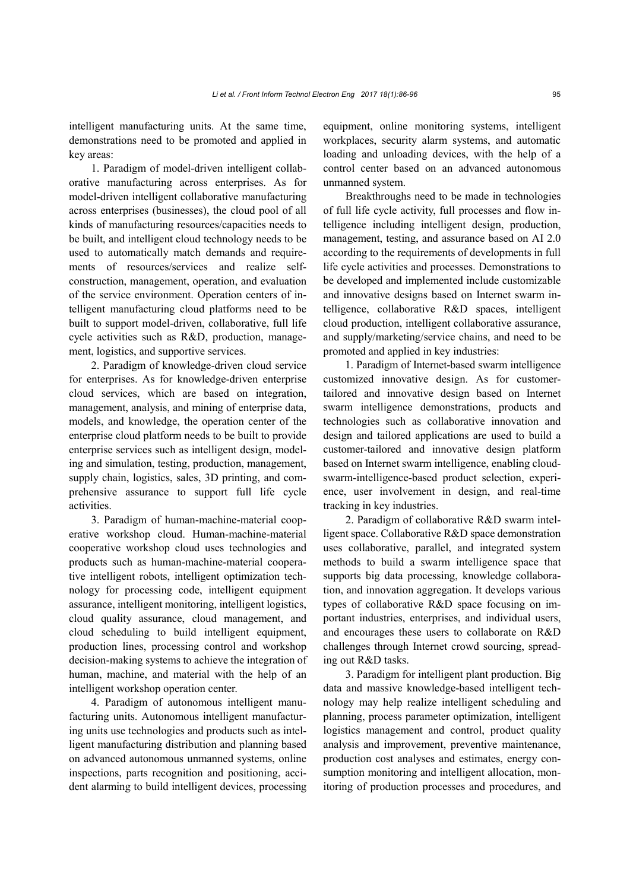intelligent manufacturing units. At the same time, demonstrations need to be promoted and applied in key areas:

1. Paradigm of model-driven intelligent collaborative manufacturing across enterprises. As for model-driven intelligent collaborative manufacturing across enterprises (businesses), the cloud pool of all kinds of manufacturing resources/capacities needs to be built, and intelligent cloud technology needs to be used to automatically match demands and requirements of resources/services and realize self-construction, management, operation, and evaluation of the service environment. Operation centers of intelligent manufacturing cloud platforms need to be built to support model-driven, collaborative, full life cycle activities such as R&D, production, management, logistics, and supportive services.

2. Paradigm of knowledge-driven cloud service for enterprises. As for knowledge-driven enterprise cloud services, which are based on integration, management, analysis, and mining of enterprise data, models, and knowledge, the operation center of the enterprise cloud platform needs to be built to provide enterprise services such as intelligent design, modeling and simulation, testing, production, management, supply chain, logistics, sales, 3D printing, and comprehensive assurance to support full life cycle activities.

3. Paradigm of human-machine-material cooperative workshop cloud. Human-machine-material cooperative workshop cloud uses technologies and products such as human-machine-material cooperative intelligent robots, intelligent optimization technology for processing code, intelligent equipment assurance, intelligent monitoring, intelligent logistics, cloud quality assurance, cloud management, and cloud scheduling to build intelligent equipment, production lines, processing control and workshop decision-making systems to achieve the integration of human, machine, and material with the help of an intelligent workshop operation center.

4. Paradigm of autonomous intelligent manufacturing units. Autonomous intelligent manufacturing units use technologies and products such as intelligent manufacturing distribution and planning based on advanced autonomous unmanned systems, online inspections, parts recognition and positioning, accident alarming to build intelligent devices, processing equipment, online monitoring systems, intelligent workplaces, security alarm systems, and automatic loading and unloading devices, with the help of a control center based on an advanced autonomous unmanned system.

Breakthroughs need to be made in technologies of full life cycle activity, full processes and flow intelligence including intelligent design, production, management, testing, and assurance based on AI 2.0 according to the requirements of developments in full life cycle activities and processes. Demonstrations to be developed and implemented include customizable and innovative designs based on Internet swarm intelligence, collaborative R&D spaces, intelligent cloud production, intelligent collaborative assurance, and supply/marketing/service chains, and need to be promoted and applied in key industries:

1. Paradigm of Internet-based swarm intelligence customized innovative design. As for customer-tailored and innovative design based on Internet swarm intelligence demonstrations, products and technologies such as collaborative innovation and design and tailored applications are used to build a customer-tailored and innovative design platform based on Internet swarm intelligence, enabling cloud-swarm-intelligence-based product selection, experience, user involvement in design, and real-time tracking in key industries.

2. Paradigm of collaborative R&D swarm intelligent space. Collaborative R&D space demonstration uses collaborative, parallel, and integrated system methods to build a swarm intelligence space that supports big data processing, knowledge collaboration, and innovation aggregation. It develops various types of collaborative R&D space focusing on important industries, enterprises, and individual users, and encourages these users to collaborate on R&D challenges through Internet crowd sourcing, spreading out R&D tasks.

3. Paradigm for intelligent plant production. Big data and massive knowledge-based intelligent technology may help realize intelligent scheduling and planning, process parameter optimization, intelligent logistics management and control, product quality analysis and improvement, preventive maintenance, production cost analyses and estimates, energy consumption monitoring and intelligent allocation, monitoring of production processes and procedures, and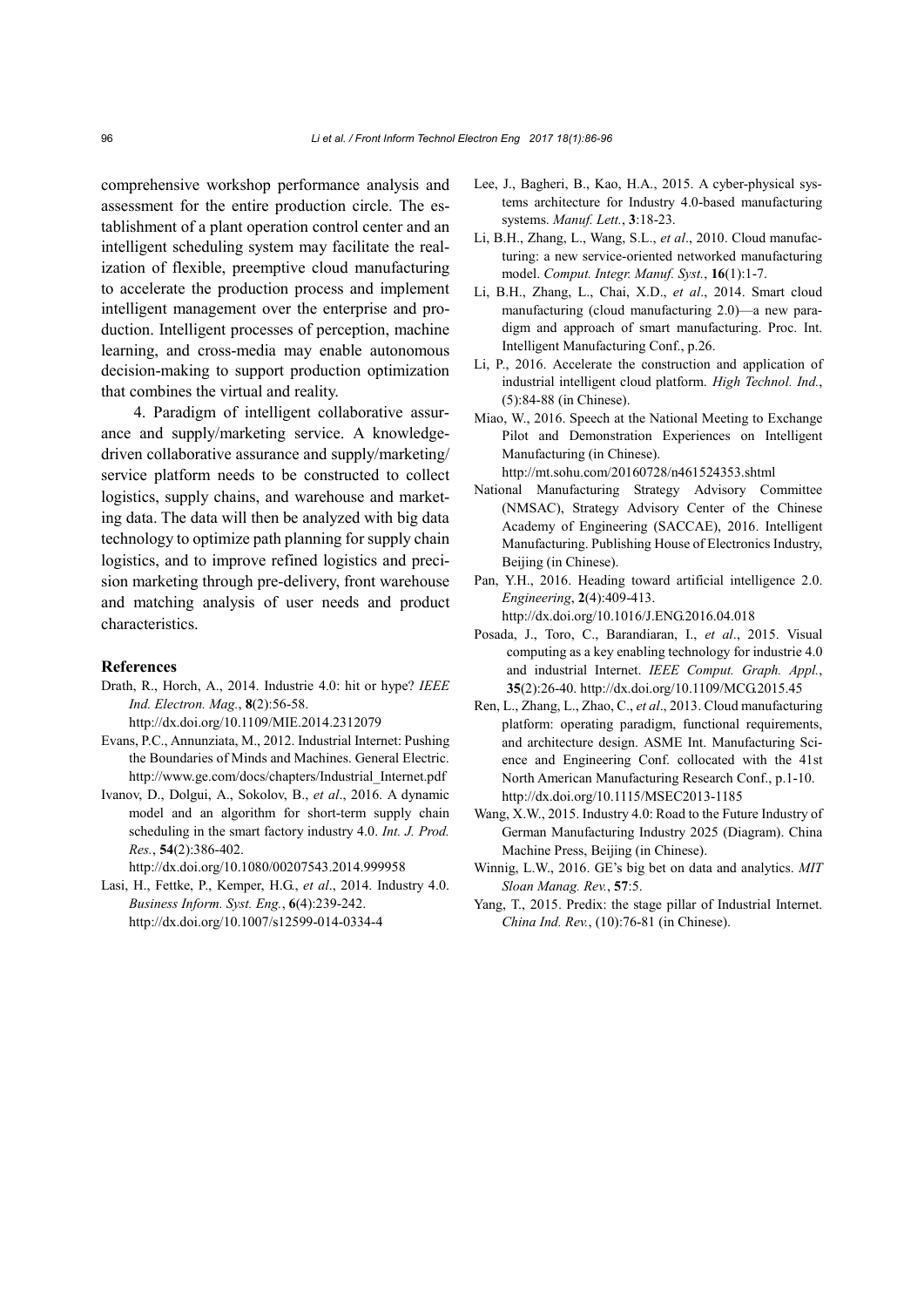comprehensive workshop performance analysis and assessment for the entire production circle. The establishment of a plant operation control center and an intelligent scheduling system may facilitate the realization of flexible, preemptive cloud manufacturing to accelerate the production process and implement intelligent management over the enterprise and production. Intelligent processes of perception, machine learning, and cross-media may enable autonomous decision-making to support production optimization that combines the virtual and reality.

4. Paradigm of intelligent collaborative assurance and supply/marketing service. A knowledge-driven collaborative assurance and supply/marketing/service platform needs to be constructed to collect logistics, supply chains, and warehouse and marketing data. The data will then be analyzed with big data technology to optimize path planning for supply chain logistics, and to improve refined logistics and precision marketing through pre-delivery, front warehouse and matching analysis of user needs and product characteristics.

## References

Drath, R., Horch, A., 2014. Industrie 4.0: hit or hype? *IEEE Ind. Electron. Mag.*, **8**(2):56-58. http://dx.doi.org/10.1109/MIE.2014.2312079

Evans, P.C., Annunziata, M., 2012. Industrial Internet: Pushing the Boundaries of Minds and Machines. General Electric. http://www.ge.com/docs/chapters/Industrial_Internet.pdf

Ivanov, D., Dolgui, A., Sokolov, B., *et al*., 2016. A dynamic model and an algorithm for short-term supply chain scheduling in the smart factory industry 4.0. *Int. J. Prod. Res.*, **54**(2):386-402. http://dx.doi.org/10.1080/00207543.2014.999958

Lasi, H., Fettke, P., Kemper, H.G., *et al*., 2014. Industry 4.0. *Business Inform. Syst. Eng.*, **6**(4):239-242. http://dx.doi.org/10.1007/s12599-014-0334-4

Lee, J., Bagheri, B., Kao, H.A., 2015. A cyber-physical systems architecture for Industry 4.0-based manufacturing systems. *Manuf. Lett.*, **3**:18-23.

Li, B.H., Zhang, L., Wang, S.L., *et al*., 2010. Cloud manufacturing: a new service-oriented networked manufacturing model. *Comput. Integr. Manuf. Syst.*, **16**(1):1-7.

Li, B.H., Zhang, L., Chai, X.D., *et al*., 2014. Smart cloud manufacturing (cloud manufacturing 2.0)—a new paradigm and approach of smart manufacturing. Proc. Int. Intelligent Manufacturing Conf., p.26.

Li, P., 2016. Accelerate the construction and application of industrial intelligent cloud platform. *High Technol. Ind.*, (5):84-88 (in Chinese).

Miao, W., 2016. Speech at the National Meeting to Exchange Pilot and Demonstration Experiences on Intelligent Manufacturing (in Chinese). http://mt.sohu.com/20160728/n461524353.shtml

National Manufacturing Strategy Advisory Committee (NMSAC), Strategy Advisory Center of the Chinese Academy of Engineering (SACCAE), 2016. Intelligent Manufacturing. Publishing House of Electronics Industry, Beijing (in Chinese).

Pan, Y.H., 2016. Heading toward artificial intelligence 2.0. *Engineering*, **2**(4):409-413. http://dx.doi.org/10.1016/J.ENG.2016.04.018

Posada, J., Toro, C., Barandiaran, I., *et al*., 2015. Visual computing as a key enabling technology for industrie 4.0 and industrial Internet. *IEEE Comput. Graph. Appl.*, **35**(2):26-40. http://dx.doi.org/10.1109/MCG.2015.45

Ren, L., Zhang, L., Zhao, C., *et al*., 2013. Cloud manufacturing platform: operating paradigm, functional requirements, and architecture design. ASME Int. Manufacturing Science and Engineering Conf. collocated with the 41st North American Manufacturing Research Conf., p.1-10. http://dx.doi.org/10.1115/MSEC2013-1185

Wang, X.W., 2015. Industry 4.0: Road to the Future Industry of German Manufacturing Industry 2025 (Diagram). China Machine Press, Beijing (in Chinese).

Winnig, L.W., 2016. GE's big bet on data and analytics. *MIT Sloan Manag. Rev.*, **57**:5.

Yang, T., 2015. Predix: the stage pillar of Industrial Internet. *China Ind. Rev.*, (10):76-81 (in Chinese).